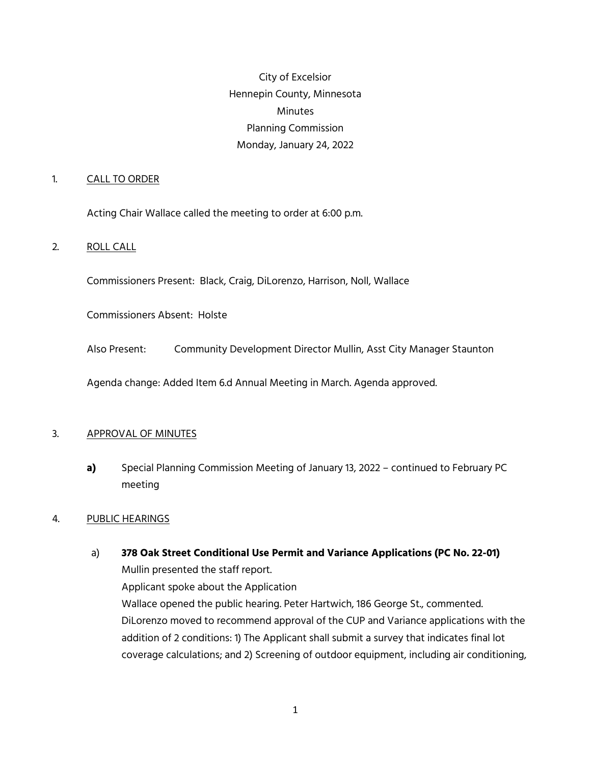City of Excelsior
Hennepin County, Minnesota
Minutes
Planning Commission
Monday, January 24, 2022

1. CALL TO ORDER

Acting Chair Wallace called the meeting to order at 6:00 p.m.

2. ROLL CALL

Commissioners Present: Black, Craig, DiLorenzo, Harrison, Noll, Wallace

Commissioners Absent: Holste

Also Present: Community Development Director Mullin, Asst City Manager Staunton

Agenda change: Added Item 6.d Annual Meeting in March. Agenda approved.

3. APPROVAL OF MINUTES

**a)** Special Planning Commission Meeting of January 13, 2022 – continued to February PC meeting

4. PUBLIC HEARINGS

a) **378 Oak Street Conditional Use Permit and Variance Applications (PC No. 22-01)**
Mullin presented the staff report.
Applicant spoke about the Application
Wallace opened the public hearing. Peter Hartwich, 186 George St., commented.
DiLorenzo moved to recommend approval of the CUP and Variance applications with the addition of 2 conditions: 1) The Applicant shall submit a survey that indicates final lot coverage calculations; and 2) Screening of outdoor equipment, including air conditioning,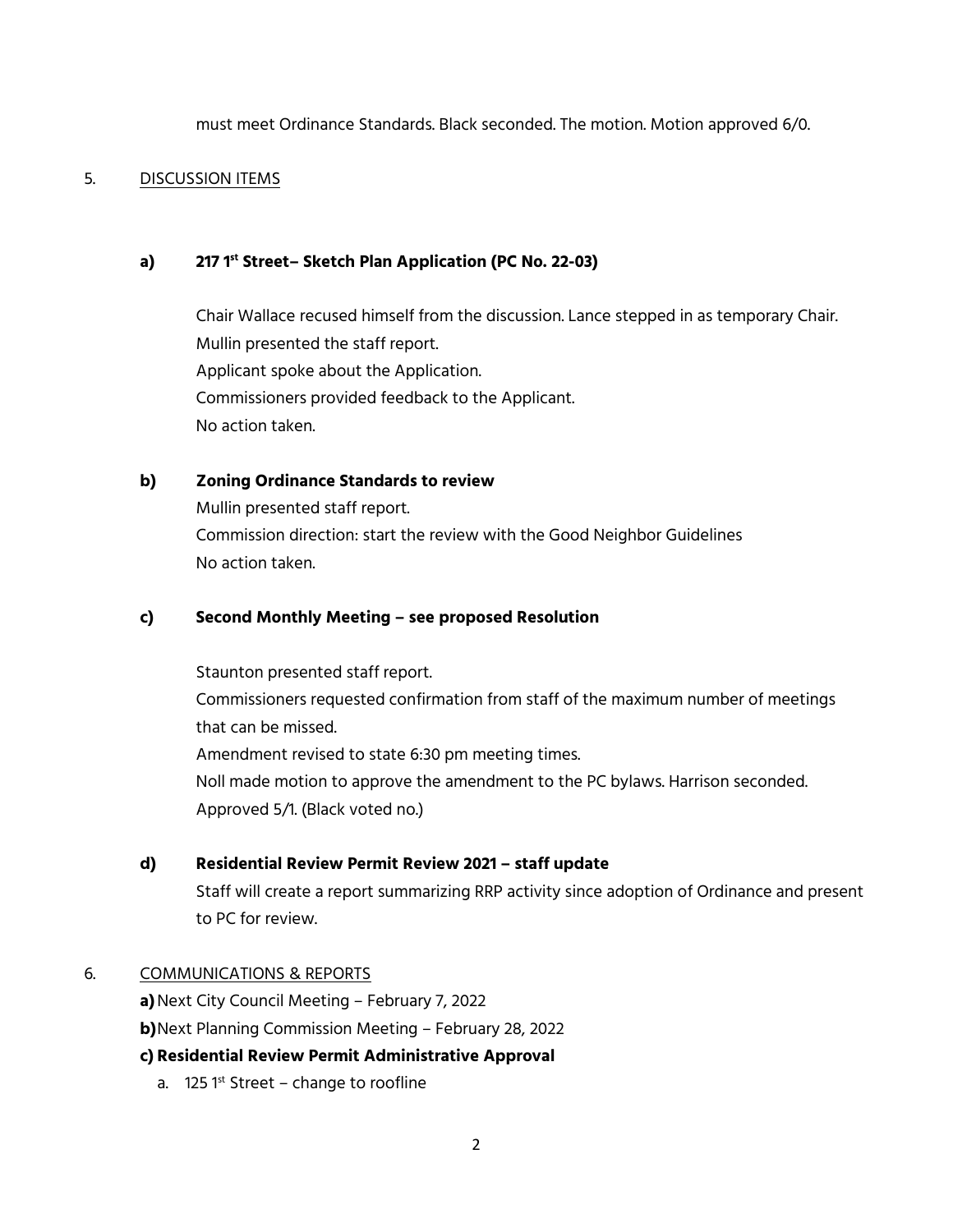must meet Ordinance Standards. Black seconded. The motion. Motion approved 6/0.

5. DISCUSSION ITEMS

**a) 217 1st Street– Sketch Plan Application (PC No. 22-03)**

Chair Wallace recused himself from the discussion. Lance stepped in as temporary Chair.
Mullin presented the staff report.
Applicant spoke about the Application.
Commissioners provided feedback to the Applicant.
No action taken.

**b) Zoning Ordinance Standards to review**

Mullin presented staff report.
Commission direction: start the review with the Good Neighbor Guidelines
No action taken.

**c) Second Monthly Meeting – see proposed Resolution**

Staunton presented staff report.
Commissioners requested confirmation from staff of the maximum number of meetings that can be missed.
Amendment revised to state 6:30 pm meeting times.
Noll made motion to approve the amendment to the PC bylaws. Harrison seconded. Approved 5/1. (Black voted no.)

**d) Residential Review Permit Review 2021 – staff update**

Staff will create a report summarizing RRP activity since adoption of Ordinance and present to PC for review.

6. COMMUNICATIONS & REPORTS

**a)** Next City Council Meeting – February 7, 2022
**b)** Next Planning Commission Meeting – February 28, 2022
**c) Residential Review Permit Administrative Approval**

a. 125 1st Street – change to roofline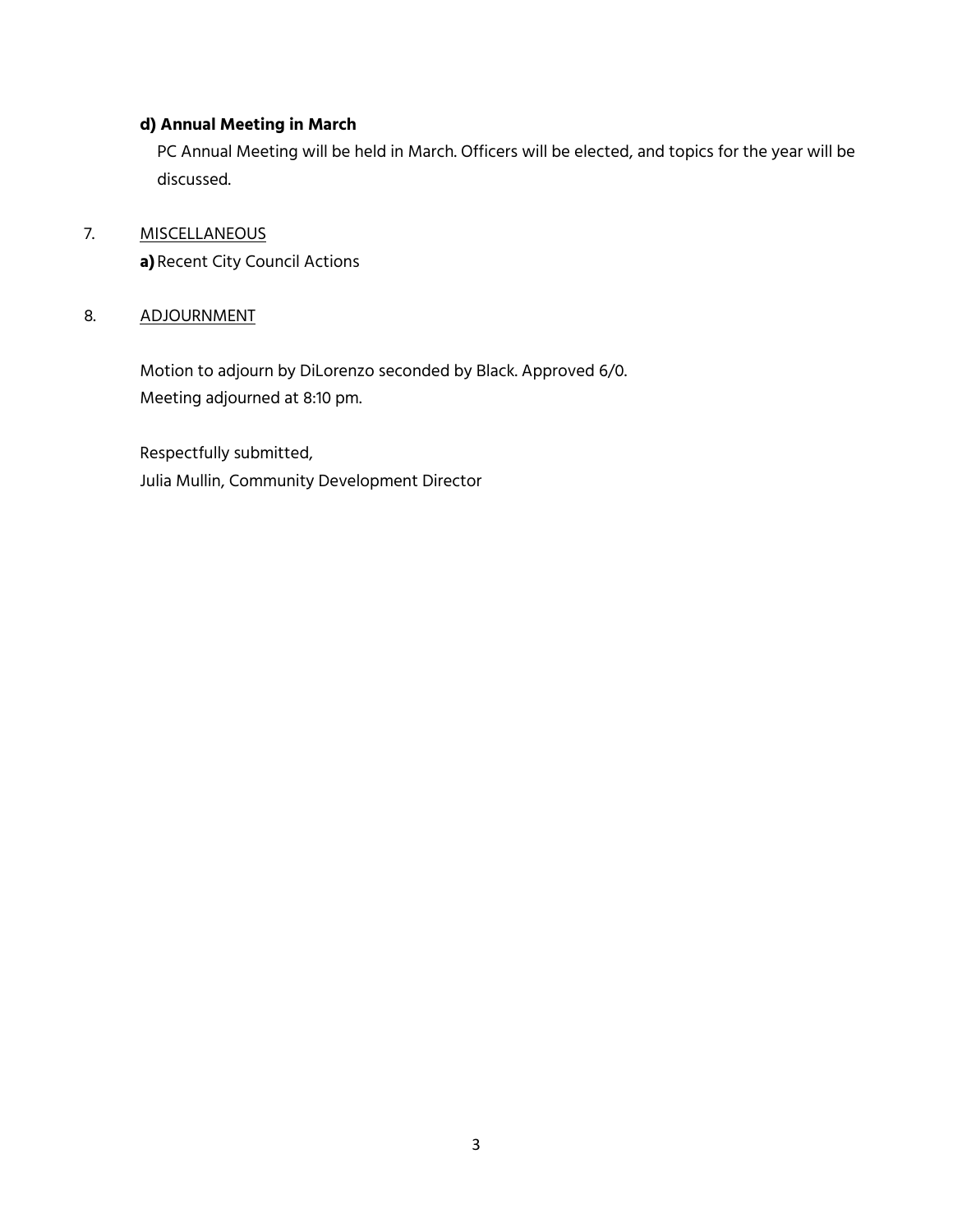**d) Annual Meeting in March**

PC Annual Meeting will be held in March. Officers will be elected, and topics for the year will be discussed.

7. MISCELLANEOUS

**a)** Recent City Council Actions

8. ADJOURNMENT

Motion to adjourn by DiLorenzo seconded by Black. Approved 6/0.
Meeting adjourned at 8:10 pm.

Respectfully submitted,
Julia Mullin, Community Development Director